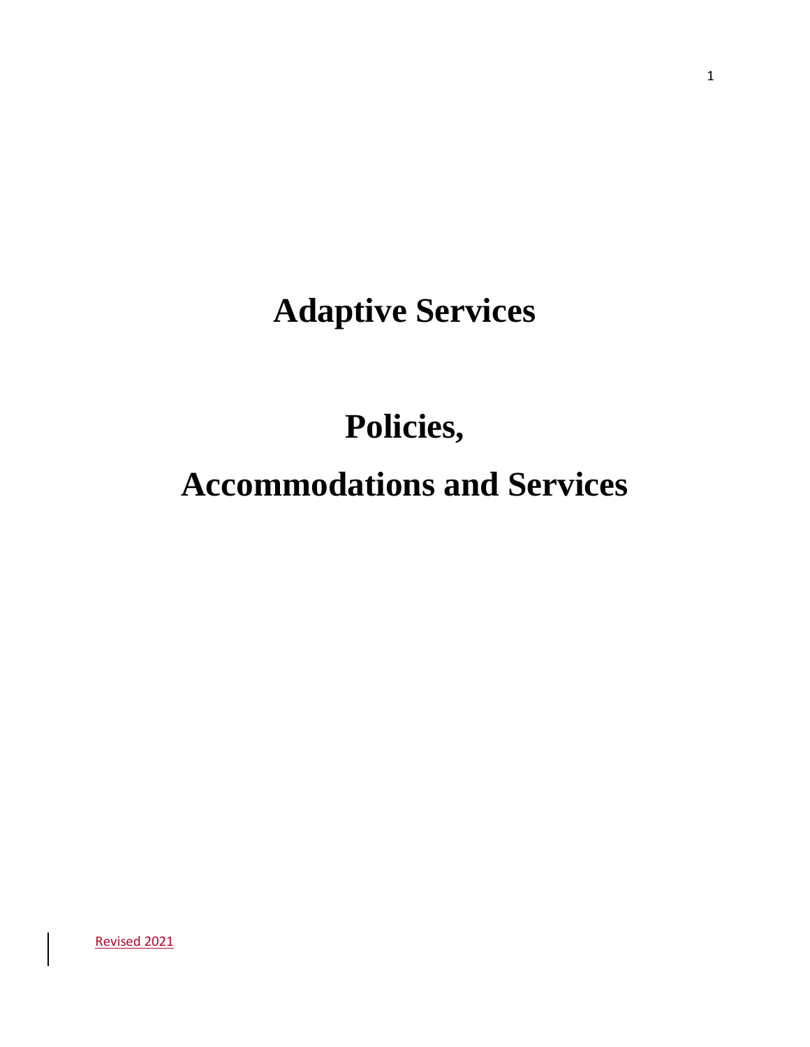# Adaptive Services

# Policies,

# Accommodations and Services

Revised 2021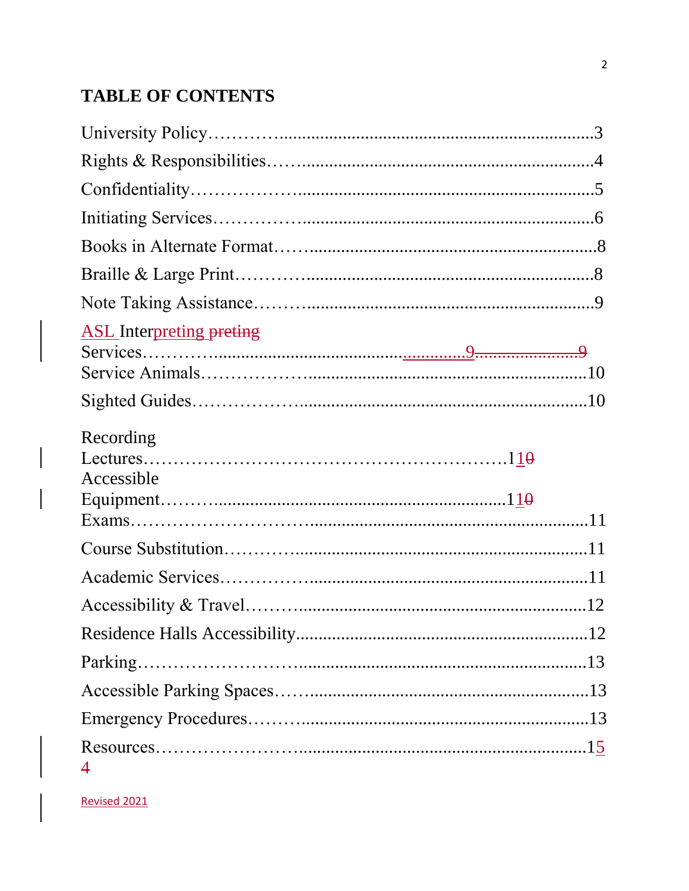**TABLE OF CONTENTS**

University Policy……….......................................................................3

Rights & Responsibilities……..............................................................4

Confidentiality……………..................................................................5

Initiating Services……………............................................................6

Books in Alternate Format…….............................................................8

Braille & Large Print………..................................................................8

Note Taking Assistance……….............................................................9

ASL Interpreting Services……….....................................................9

Service Animals……………................................................................10

Sighted Guides………………..............................................................10

Recording Lectures……………………………………………………11

Accessible Equipment……….............................................................11

Exams……………………….................................................................11

Course Substitution…………................................................................11

Academic Services……………...........................................................11

Accessibility & Travel……….............................................................12

Residence Halls Accessibility.............................................................12

Parking…………………….................................................................13

Accessible Parking Spaces……...........................................................13

Emergency Procedures……….............................................................13

Resources…………………….............................................................15

Revised 2021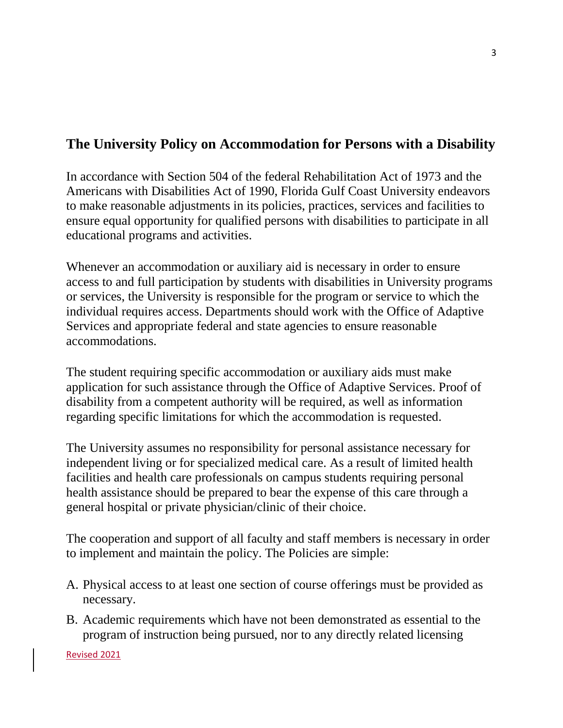## The University Policy on Accommodation for Persons with a Disability

In accordance with Section 504 of the federal Rehabilitation Act of 1973 and the Americans with Disabilities Act of 1990, Florida Gulf Coast University endeavors to make reasonable adjustments in its policies, practices, services and facilities to ensure equal opportunity for qualified persons with disabilities to participate in all educational programs and activities.

Whenever an accommodation or auxiliary aid is necessary in order to ensure access to and full participation by students with disabilities in University programs or services, the University is responsible for the program or service to which the individual requires access. Departments should work with the Office of Adaptive Services and appropriate federal and state agencies to ensure reasonable accommodations.

The student requiring specific accommodation or auxiliary aids must make application for such assistance through the Office of Adaptive Services. Proof of disability from a competent authority will be required, as well as information regarding specific limitations for which the accommodation is requested.

The University assumes no responsibility for personal assistance necessary for independent living or for specialized medical care. As a result of limited health facilities and health care professionals on campus students requiring personal health assistance should be prepared to bear the expense of this care through a general hospital or private physician/clinic of their choice.

The cooperation and support of all faculty and staff members is necessary in order to implement and maintain the policy. The Policies are simple:

A. Physical access to at least one section of course offerings must be provided as necessary.
B. Academic requirements which have not been demonstrated as essential to the program of instruction being pursued, nor to any directly related licensing

Revised 2021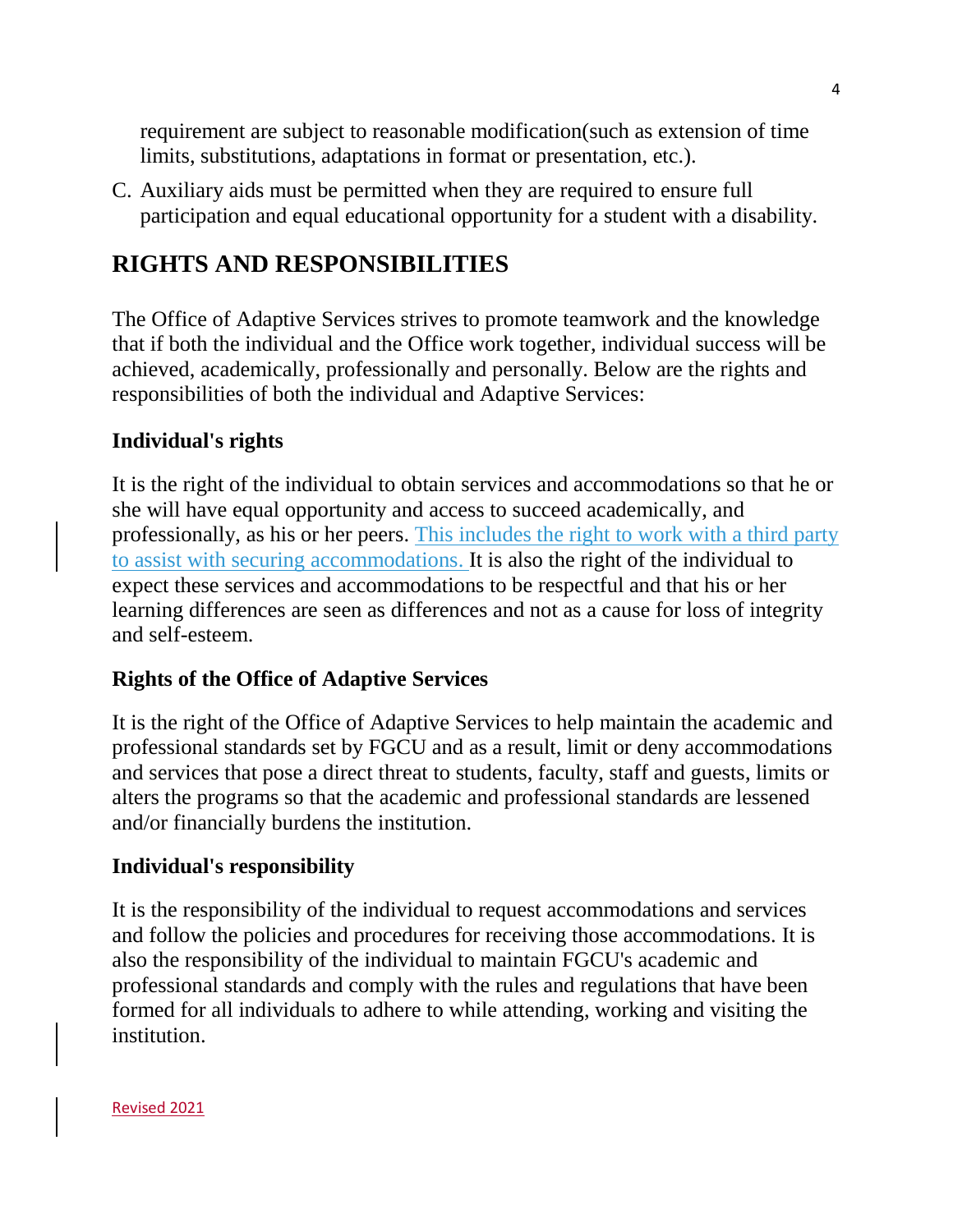requirement are subject to reasonable modification(such as extension of time limits, substitutions, adaptations in format or presentation, etc.).

C. Auxiliary aids must be permitted when they are required to ensure full participation and equal educational opportunity for a student with a disability.

## RIGHTS AND RESPONSIBILITIES

The Office of Adaptive Services strives to promote teamwork and the knowledge that if both the individual and the Office work together, individual success will be achieved, academically, professionally and personally. Below are the rights and responsibilities of both the individual and Adaptive Services:

### Individual's rights

It is the right of the individual to obtain services and accommodations so that he or she will have equal opportunity and access to succeed academically, and professionally, as his or her peers. This includes the right to work with a third party to assist with securing accommodations. It is also the right of the individual to expect these services and accommodations to be respectful and that his or her learning differences are seen as differences and not as a cause for loss of integrity and self-esteem.

### Rights of the Office of Adaptive Services

It is the right of the Office of Adaptive Services to help maintain the academic and professional standards set by FGCU and as a result, limit or deny accommodations and services that pose a direct threat to students, faculty, staff and guests, limits or alters the programs so that the academic and professional standards are lessened and/or financially burdens the institution.

### Individual's responsibility

It is the responsibility of the individual to request accommodations and services and follow the policies and procedures for receiving those accommodations. It is also the responsibility of the individual to maintain FGCU's academic and professional standards and comply with the rules and regulations that have been formed for all individuals to adhere to while attending, working and visiting the institution.

Revised 2021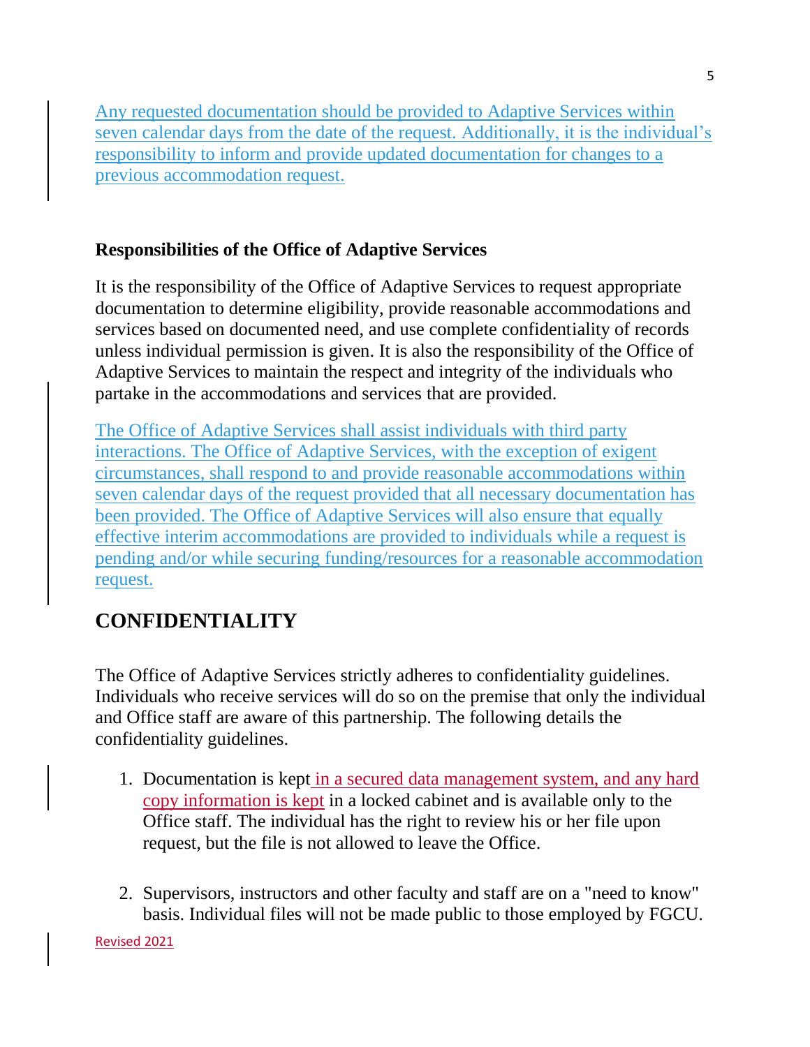Any requested documentation should be provided to Adaptive Services within seven calendar days from the date of the request. Additionally, it is the individual's responsibility to inform and provide updated documentation for changes to a previous accommodation request.

### Responsibilities of the Office of Adaptive Services

It is the responsibility of the Office of Adaptive Services to request appropriate documentation to determine eligibility, provide reasonable accommodations and services based on documented need, and use complete confidentiality of records unless individual permission is given. It is also the responsibility of the Office of Adaptive Services to maintain the respect and integrity of the individuals who partake in the accommodations and services that are provided.

The Office of Adaptive Services shall assist individuals with third party interactions. The Office of Adaptive Services, with the exception of exigent circumstances, shall respond to and provide reasonable accommodations within seven calendar days of the request provided that all necessary documentation has been provided. The Office of Adaptive Services will also ensure that equally effective interim accommodations are provided to individuals while a request is pending and/or while securing funding/resources for a reasonable accommodation request.

## CONFIDENTIALITY

The Office of Adaptive Services strictly adheres to confidentiality guidelines. Individuals who receive services will do so on the premise that only the individual and Office staff are aware of this partnership. The following details the confidentiality guidelines.

1. Documentation is kept in a secured data management system, and any hard copy information is kept in a locked cabinet and is available only to the Office staff. The individual has the right to review his or her file upon request, but the file is not allowed to leave the Office.

2. Supervisors, instructors and other faculty and staff are on a "need to know" basis. Individual files will not be made public to those employed by FGCU.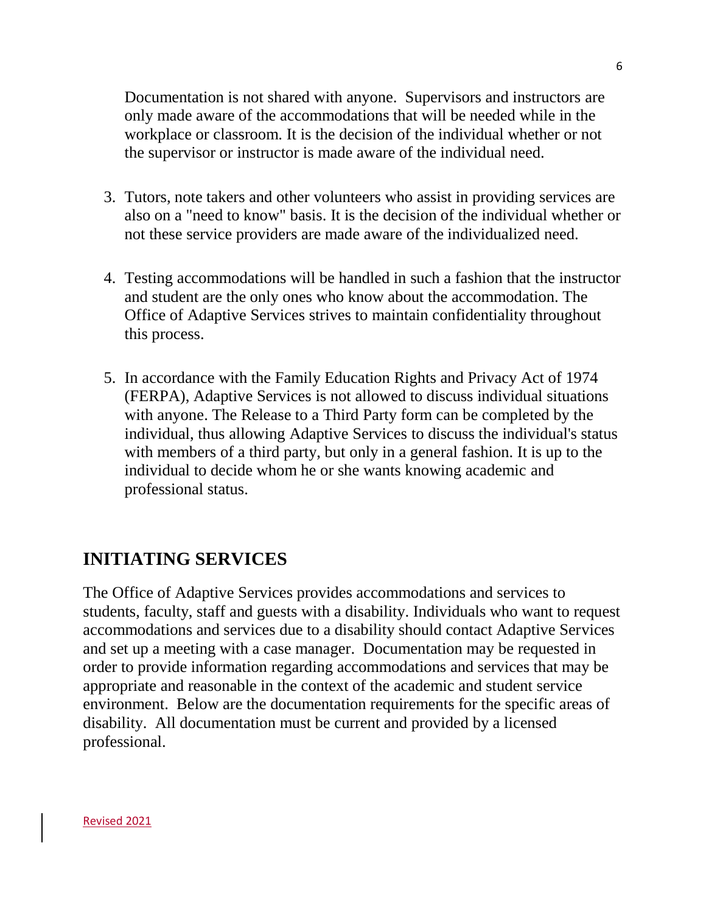Documentation is not shared with anyone. Supervisors and instructors are only made aware of the accommodations that will be needed while in the workplace or classroom. It is the decision of the individual whether or not the supervisor or instructor is made aware of the individual need.

3. Tutors, note takers and other volunteers who assist in providing services are also on a "need to know" basis. It is the decision of the individual whether or not these service providers are made aware of the individualized need.

4. Testing accommodations will be handled in such a fashion that the instructor and student are the only ones who know about the accommodation. The Office of Adaptive Services strives to maintain confidentiality throughout this process.

5. In accordance with the Family Education Rights and Privacy Act of 1974 (FERPA), Adaptive Services is not allowed to discuss individual situations with anyone. The Release to a Third Party form can be completed by the individual, thus allowing Adaptive Services to discuss the individual's status with members of a third party, but only in a general fashion. It is up to the individual to decide whom he or she wants knowing academic and professional status.

## INITIATING SERVICES

The Office of Adaptive Services provides accommodations and services to students, faculty, staff and guests with a disability. Individuals who want to request accommodations and services due to a disability should contact Adaptive Services and set up a meeting with a case manager. Documentation may be requested in order to provide information regarding accommodations and services that may be appropriate and reasonable in the context of the academic and student service environment. Below are the documentation requirements for the specific areas of disability. All documentation must be current and provided by a licensed professional.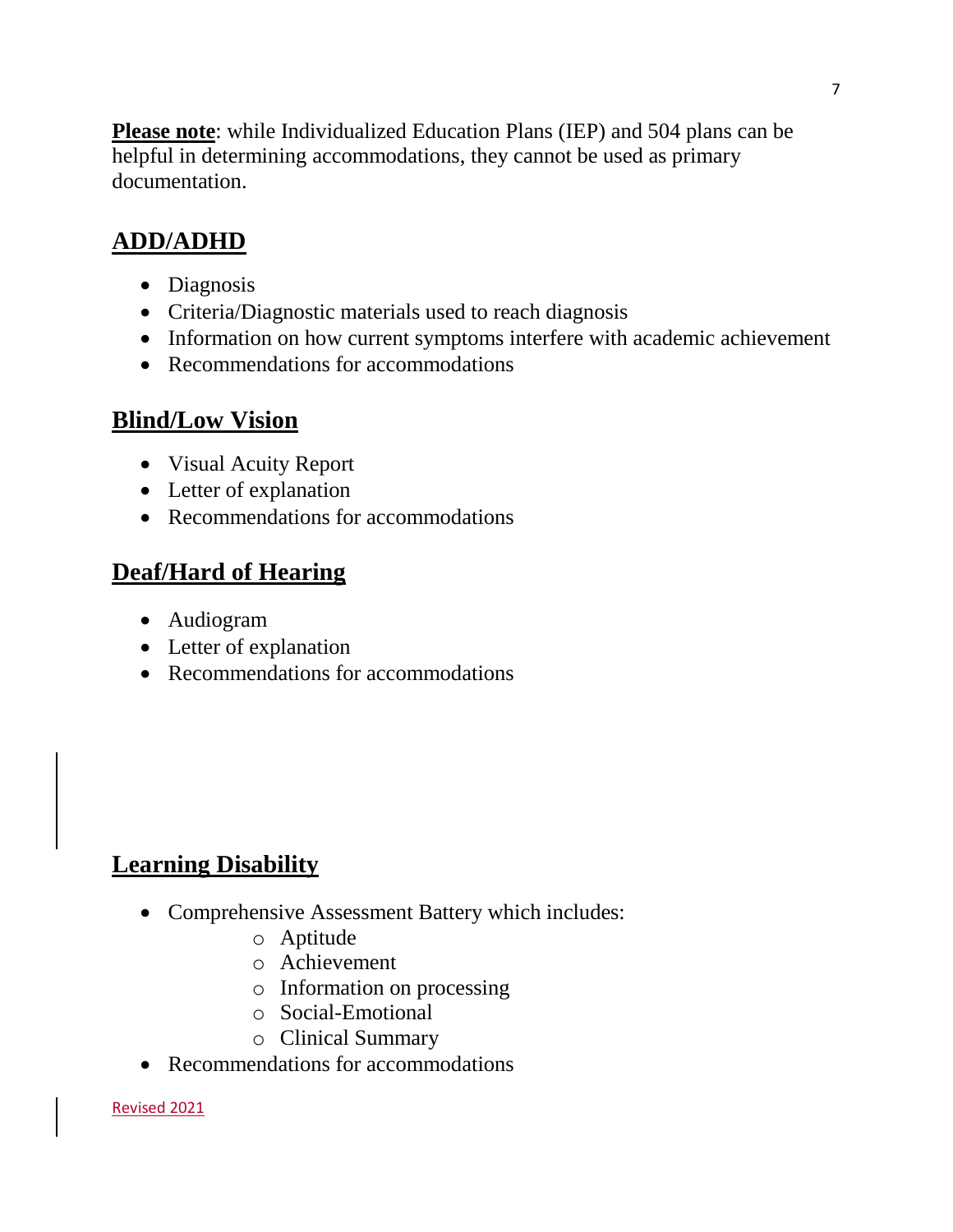**Please note**: while Individualized Education Plans (IEP) and 504 plans can be helpful in determining accommodations, they cannot be used as primary documentation.

## ADD/ADHD

- Diagnosis
- Criteria/Diagnostic materials used to reach diagnosis
- Information on how current symptoms interfere with academic achievement
- Recommendations for accommodations

## Blind/Low Vision

- Visual Acuity Report
- Letter of explanation
- Recommendations for accommodations

## Deaf/Hard of Hearing

- Audiogram
- Letter of explanation
- Recommendations for accommodations

## Learning Disability

- Comprehensive Assessment Battery which includes:
  - Aptitude
  - Achievement
  - Information on processing
  - Social-Emotional
  - Clinical Summary
- Recommendations for accommodations

Revised 2021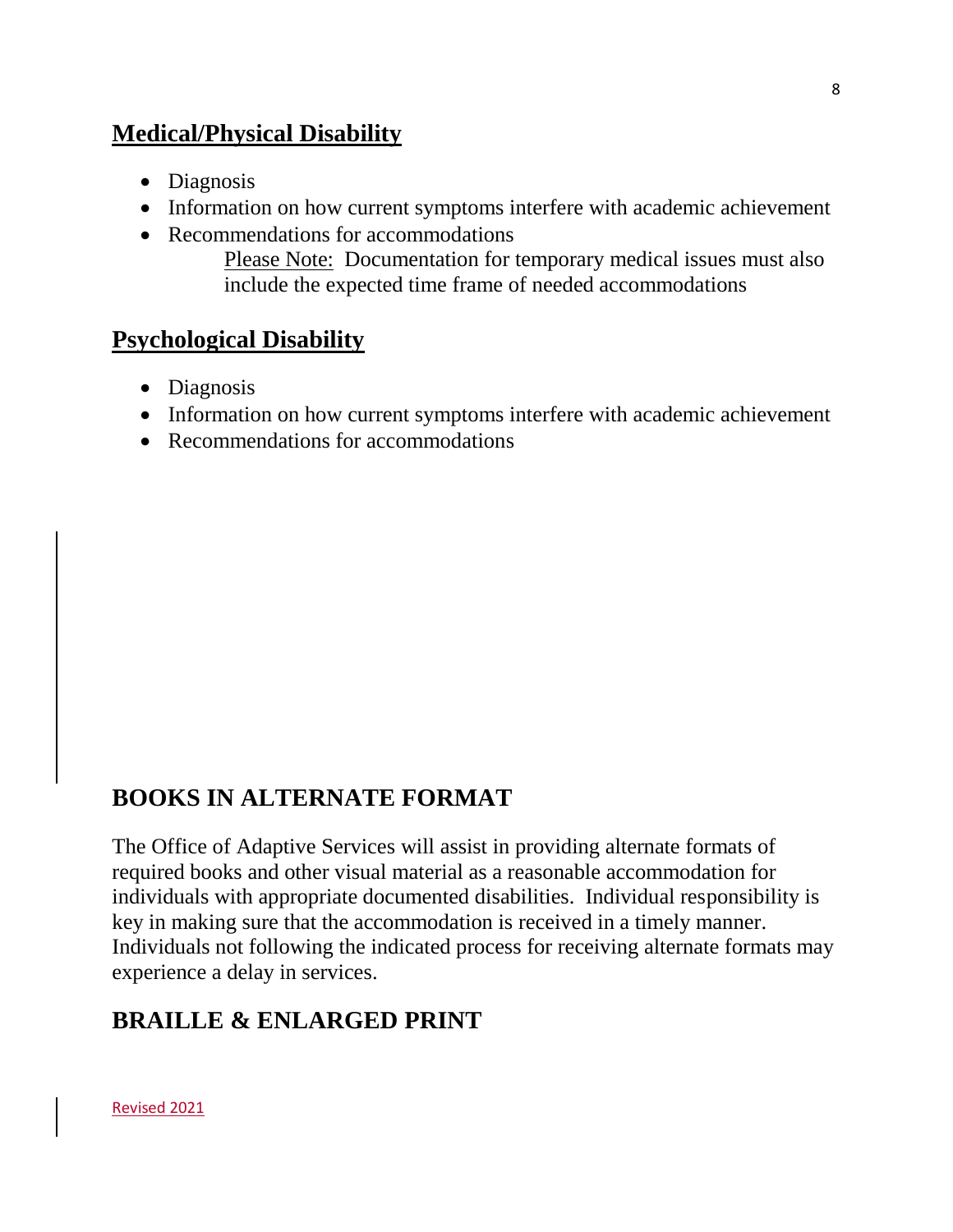## Medical/Physical Disability

- Diagnosis
- Information on how current symptoms interfere with academic achievement
- Recommendations for accommodations

  Please Note: Documentation for temporary medical issues must also include the expected time frame of needed accommodations

## Psychological Disability

- Diagnosis
- Information on how current symptoms interfere with academic achievement
- Recommendations for accommodations

# BOOKS IN ALTERNATE FORMAT

The Office of Adaptive Services will assist in providing alternate formats of required books and other visual material as a reasonable accommodation for individuals with appropriate documented disabilities. Individual responsibility is key in making sure that the accommodation is received in a timely manner. Individuals not following the indicated process for receiving alternate formats may experience a delay in services.

# BRAILLE & ENLARGED PRINT

Revised 2021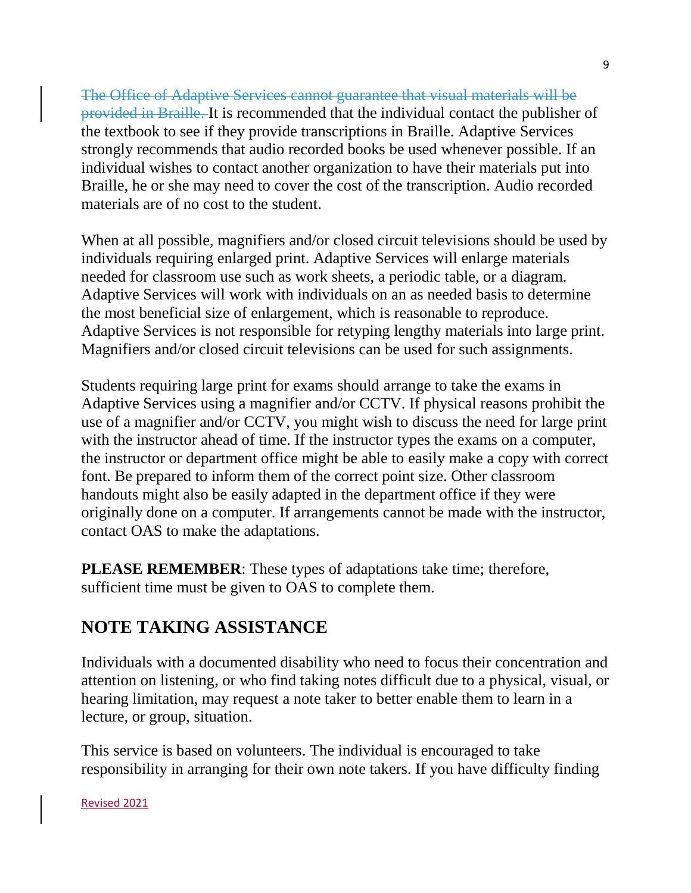~~The Office of Adaptive Services cannot guarantee that visual materials will be provided in Braille.~~ It is recommended that the individual contact the publisher of the textbook to see if they provide transcriptions in Braille. Adaptive Services strongly recommends that audio recorded books be used whenever possible. If an individual wishes to contact another organization to have their materials put into Braille, he or she may need to cover the cost of the transcription. Audio recorded materials are of no cost to the student.

When at all possible, magnifiers and/or closed circuit televisions should be used by individuals requiring enlarged print. Adaptive Services will enlarge materials needed for classroom use such as work sheets, a periodic table, or a diagram. Adaptive Services will work with individuals on an as needed basis to determine the most beneficial size of enlargement, which is reasonable to reproduce. Adaptive Services is not responsible for retyping lengthy materials into large print. Magnifiers and/or closed circuit televisions can be used for such assignments.

Students requiring large print for exams should arrange to take the exams in Adaptive Services using a magnifier and/or CCTV. If physical reasons prohibit the use of a magnifier and/or CCTV, you might wish to discuss the need for large print with the instructor ahead of time. If the instructor types the exams on a computer, the instructor or department office might be able to easily make a copy with correct font. Be prepared to inform them of the correct point size. Other classroom handouts might also be easily adapted in the department office if they were originally done on a computer. If arrangements cannot be made with the instructor, contact OAS to make the adaptations.

**PLEASE REMEMBER**: These types of adaptations take time; therefore, sufficient time must be given to OAS to complete them.

## NOTE TAKING ASSISTANCE

Individuals with a documented disability who need to focus their concentration and attention on listening, or who find taking notes difficult due to a physical, visual, or hearing limitation, may request a note taker to better enable them to learn in a lecture, or group, situation.

This service is based on volunteers. The individual is encouraged to take responsibility in arranging for their own note takers. If you have difficulty finding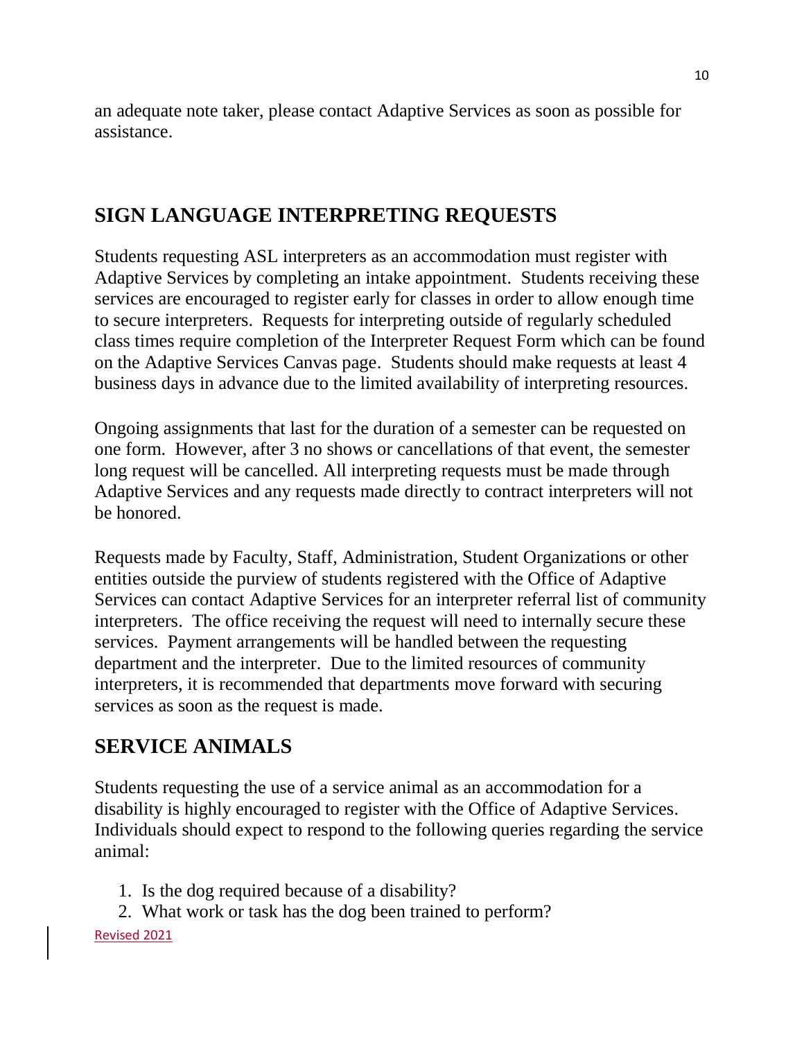an adequate note taker, please contact Adaptive Services as soon as possible for assistance.

## SIGN LANGUAGE INTERPRETING REQUESTS

Students requesting ASL interpreters as an accommodation must register with Adaptive Services by completing an intake appointment. Students receiving these services are encouraged to register early for classes in order to allow enough time to secure interpreters. Requests for interpreting outside of regularly scheduled class times require completion of the Interpreter Request Form which can be found on the Adaptive Services Canvas page. Students should make requests at least 4 business days in advance due to the limited availability of interpreting resources.

Ongoing assignments that last for the duration of a semester can be requested on one form. However, after 3 no shows or cancellations of that event, the semester long request will be cancelled. All interpreting requests must be made through Adaptive Services and any requests made directly to contract interpreters will not be honored.

Requests made by Faculty, Staff, Administration, Student Organizations or other entities outside the purview of students registered with the Office of Adaptive Services can contact Adaptive Services for an interpreter referral list of community interpreters. The office receiving the request will need to internally secure these services. Payment arrangements will be handled between the requesting department and the interpreter. Due to the limited resources of community interpreters, it is recommended that departments move forward with securing services as soon as the request is made.

## SERVICE ANIMALS

Students requesting the use of a service animal as an accommodation for a disability is highly encouraged to register with the Office of Adaptive Services. Individuals should expect to respond to the following queries regarding the service animal:

1. Is the dog required because of a disability?
2. What work or task has the dog been trained to perform?

Revised 2021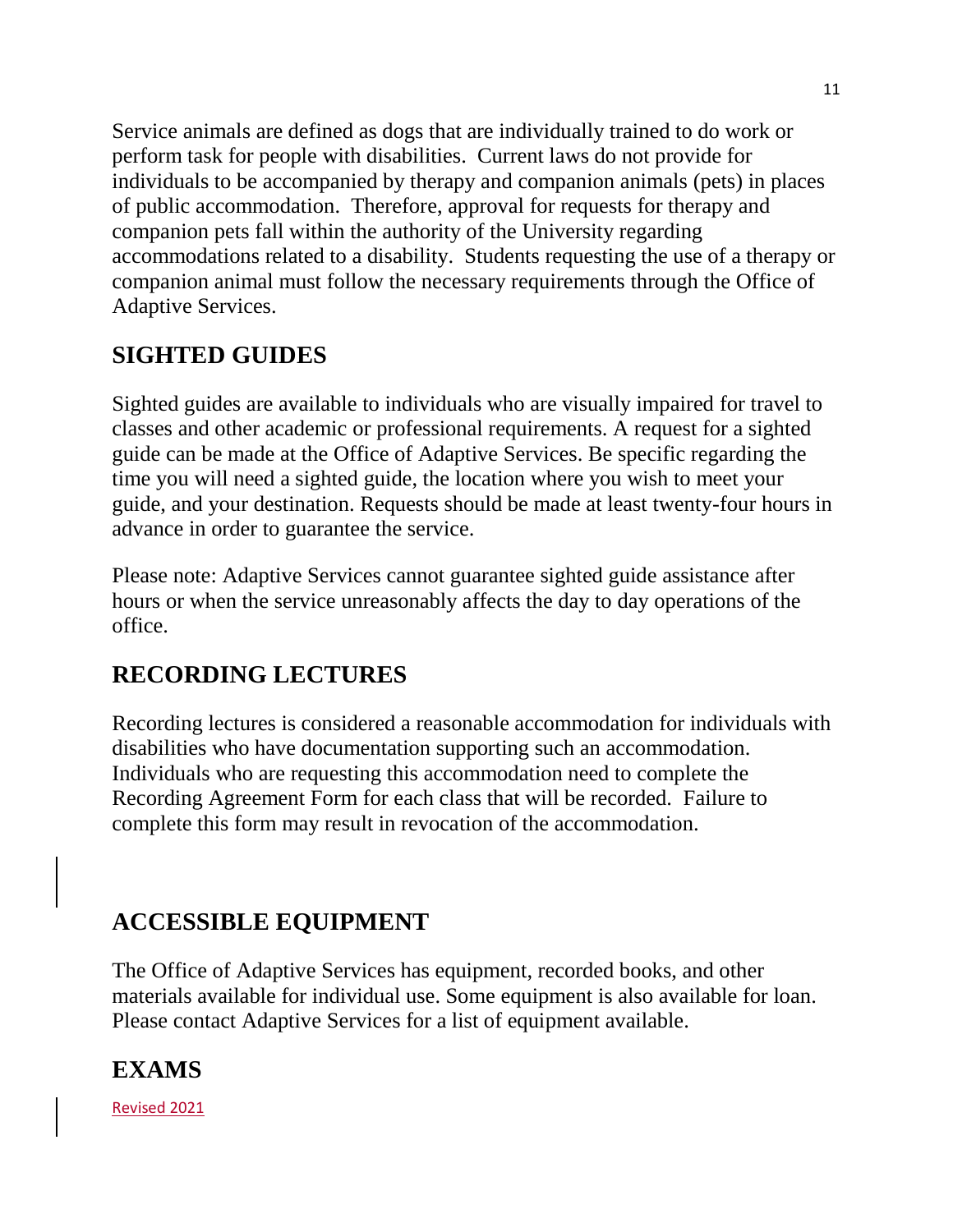Service animals are defined as dogs that are individually trained to do work or perform task for people with disabilities. Current laws do not provide for individuals to be accompanied by therapy and companion animals (pets) in places of public accommodation. Therefore, approval for requests for therapy and companion pets fall within the authority of the University regarding accommodations related to a disability. Students requesting the use of a therapy or companion animal must follow the necessary requirements through the Office of Adaptive Services.

## SIGHTED GUIDES

Sighted guides are available to individuals who are visually impaired for travel to classes and other academic or professional requirements. A request for a sighted guide can be made at the Office of Adaptive Services. Be specific regarding the time you will need a sighted guide, the location where you wish to meet your guide, and your destination. Requests should be made at least twenty-four hours in advance in order to guarantee the service.

Please note: Adaptive Services cannot guarantee sighted guide assistance after hours or when the service unreasonably affects the day to day operations of the office.

## RECORDING LECTURES

Recording lectures is considered a reasonable accommodation for individuals with disabilities who have documentation supporting such an accommodation. Individuals who are requesting this accommodation need to complete the Recording Agreement Form for each class that will be recorded. Failure to complete this form may result in revocation of the accommodation.

## ACCESSIBLE EQUIPMENT

The Office of Adaptive Services has equipment, recorded books, and other materials available for individual use. Some equipment is also available for loan. Please contact Adaptive Services for a list of equipment available.

## EXAMS

Revised 2021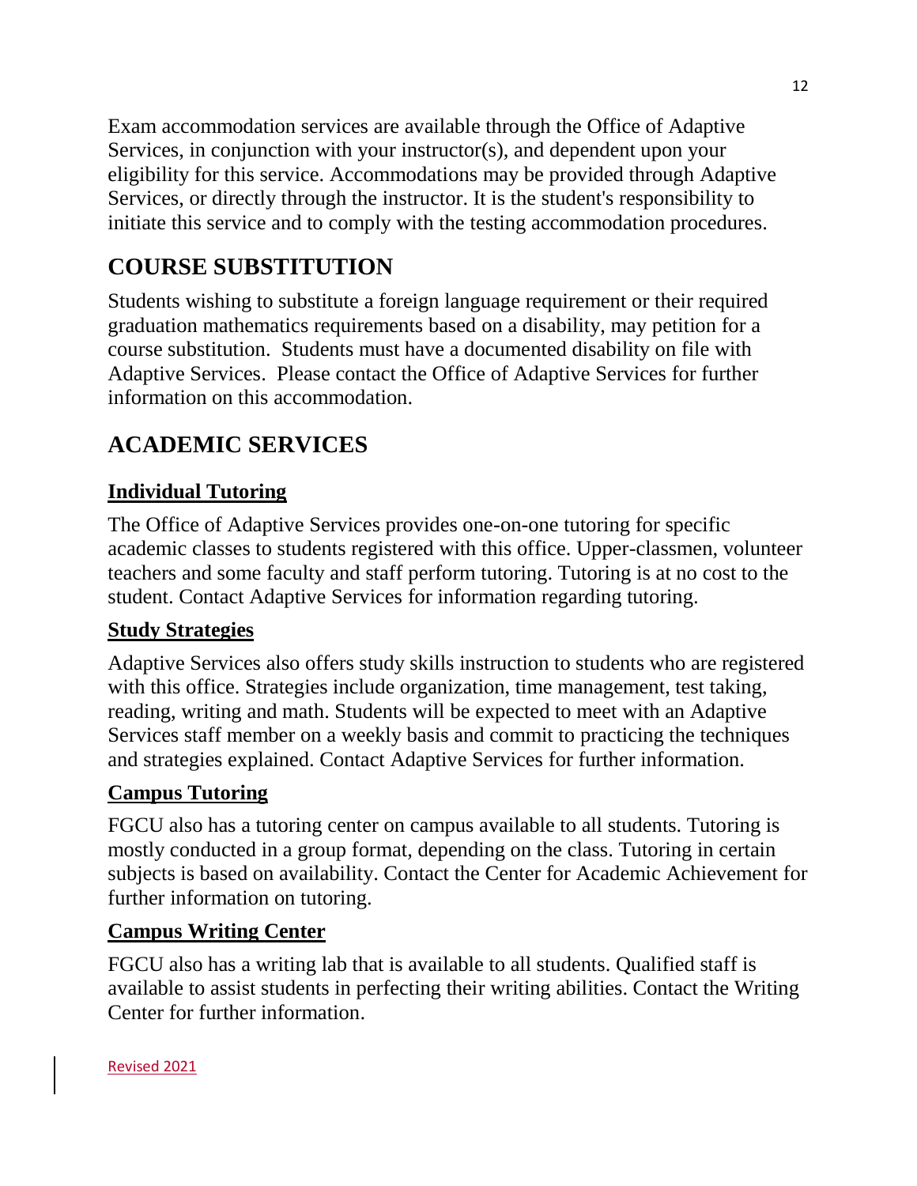Exam accommodation services are available through the Office of Adaptive Services, in conjunction with your instructor(s), and dependent upon your eligibility for this service. Accommodations may be provided through Adaptive Services, or directly through the instructor. It is the student's responsibility to initiate this service and to comply with the testing accommodation procedures.

## COURSE SUBSTITUTION

Students wishing to substitute a foreign language requirement or their required graduation mathematics requirements based on a disability, may petition for a course substitution. Students must have a documented disability on file with Adaptive Services. Please contact the Office of Adaptive Services for further information on this accommodation.

## ACADEMIC SERVICES

### Individual Tutoring

The Office of Adaptive Services provides one-on-one tutoring for specific academic classes to students registered with this office. Upper-classmen, volunteer teachers and some faculty and staff perform tutoring. Tutoring is at no cost to the student. Contact Adaptive Services for information regarding tutoring.

### Study Strategies

Adaptive Services also offers study skills instruction to students who are registered with this office. Strategies include organization, time management, test taking, reading, writing and math. Students will be expected to meet with an Adaptive Services staff member on a weekly basis and commit to practicing the techniques and strategies explained. Contact Adaptive Services for further information.

### Campus Tutoring

FGCU also has a tutoring center on campus available to all students. Tutoring is mostly conducted in a group format, depending on the class. Tutoring in certain subjects is based on availability. Contact the Center for Academic Achievement for further information on tutoring.

### Campus Writing Center

FGCU also has a writing lab that is available to all students. Qualified staff is available to assist students in perfecting their writing abilities. Contact the Writing Center for further information.

Revised 2021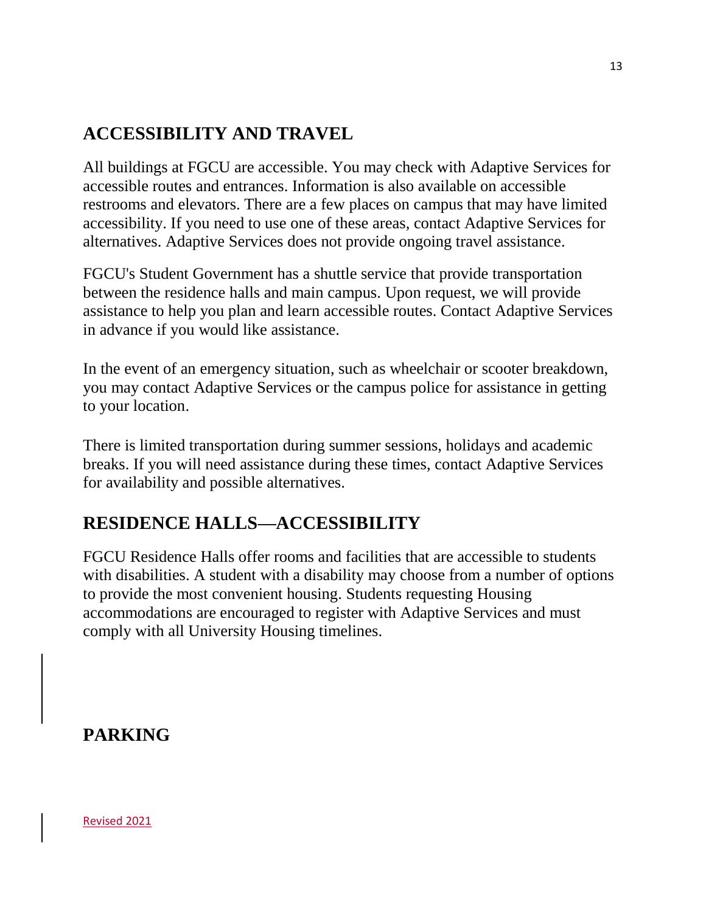## ACCESSIBILITY AND TRAVEL

All buildings at FGCU are accessible. You may check with Adaptive Services for accessible routes and entrances. Information is also available on accessible restrooms and elevators. There are a few places on campus that may have limited accessibility. If you need to use one of these areas, contact Adaptive Services for alternatives. Adaptive Services does not provide ongoing travel assistance.

FGCU's Student Government has a shuttle service that provide transportation between the residence halls and main campus. Upon request, we will provide assistance to help you plan and learn accessible routes. Contact Adaptive Services in advance if you would like assistance.

In the event of an emergency situation, such as wheelchair or scooter breakdown, you may contact Adaptive Services or the campus police for assistance in getting to your location.

There is limited transportation during summer sessions, holidays and academic breaks. If you will need assistance during these times, contact Adaptive Services for availability and possible alternatives.

## RESIDENCE HALLS—ACCESSIBILITY

FGCU Residence Halls offer rooms and facilities that are accessible to students with disabilities. A student with a disability may choose from a number of options to provide the most convenient housing. Students requesting Housing accommodations are encouraged to register with Adaptive Services and must comply with all University Housing timelines.

## PARKING

Revised 2021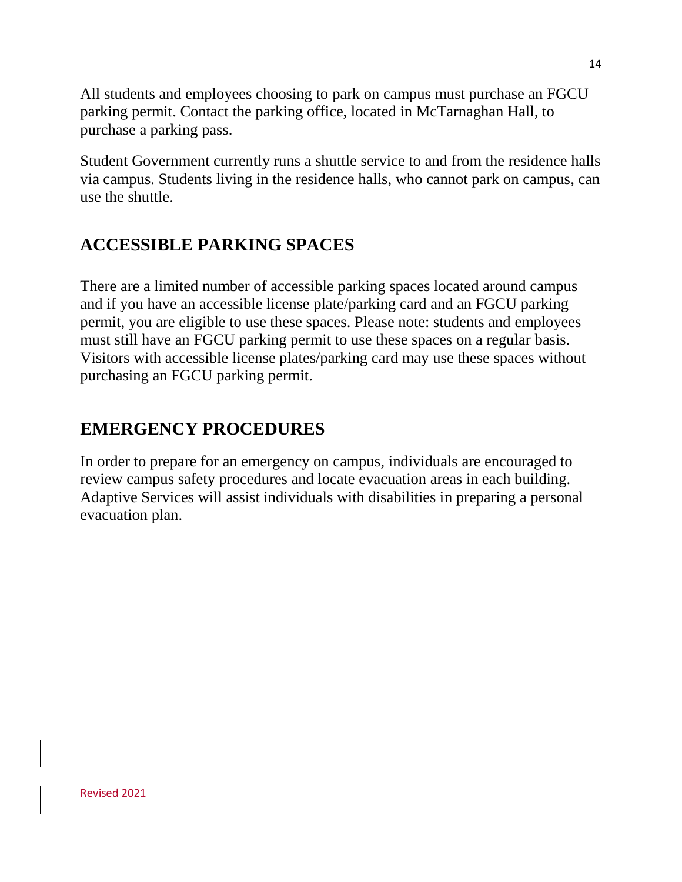All students and employees choosing to park on campus must purchase an FGCU parking permit. Contact the parking office, located in McTarnaghan Hall, to purchase a parking pass.

Student Government currently runs a shuttle service to and from the residence halls via campus. Students living in the residence halls, who cannot park on campus, can use the shuttle.

## ACCESSIBLE PARKING SPACES

There are a limited number of accessible parking spaces located around campus and if you have an accessible license plate/parking card and an FGCU parking permit, you are eligible to use these spaces. Please note: students and employees must still have an FGCU parking permit to use these spaces on a regular basis. Visitors with accessible license plates/parking card may use these spaces without purchasing an FGCU parking permit.

## EMERGENCY PROCEDURES

In order to prepare for an emergency on campus, individuals are encouraged to review campus safety procedures and locate evacuation areas in each building. Adaptive Services will assist individuals with disabilities in preparing a personal evacuation plan.

Revised 2021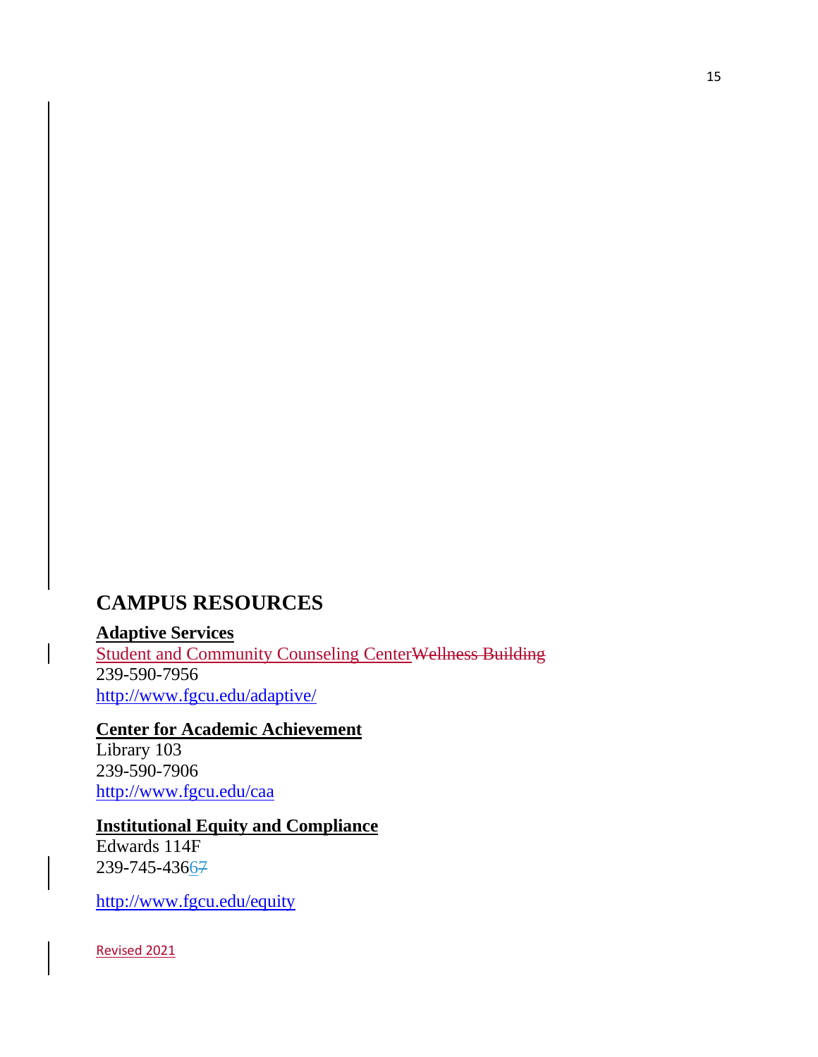## CAMPUS RESOURCES

**Adaptive Services**
Student and Community Counseling Center~~Wellness Building~~
239-590-7956
http://www.fgcu.edu/adaptive/

**Center for Academic Achievement**
Library 103
239-590-7906
http://www.fgcu.edu/caa

**Institutional Equity and Compliance**
Edwards 114F
239-745-4366~~7~~

http://www.fgcu.edu/equity

Revised 2021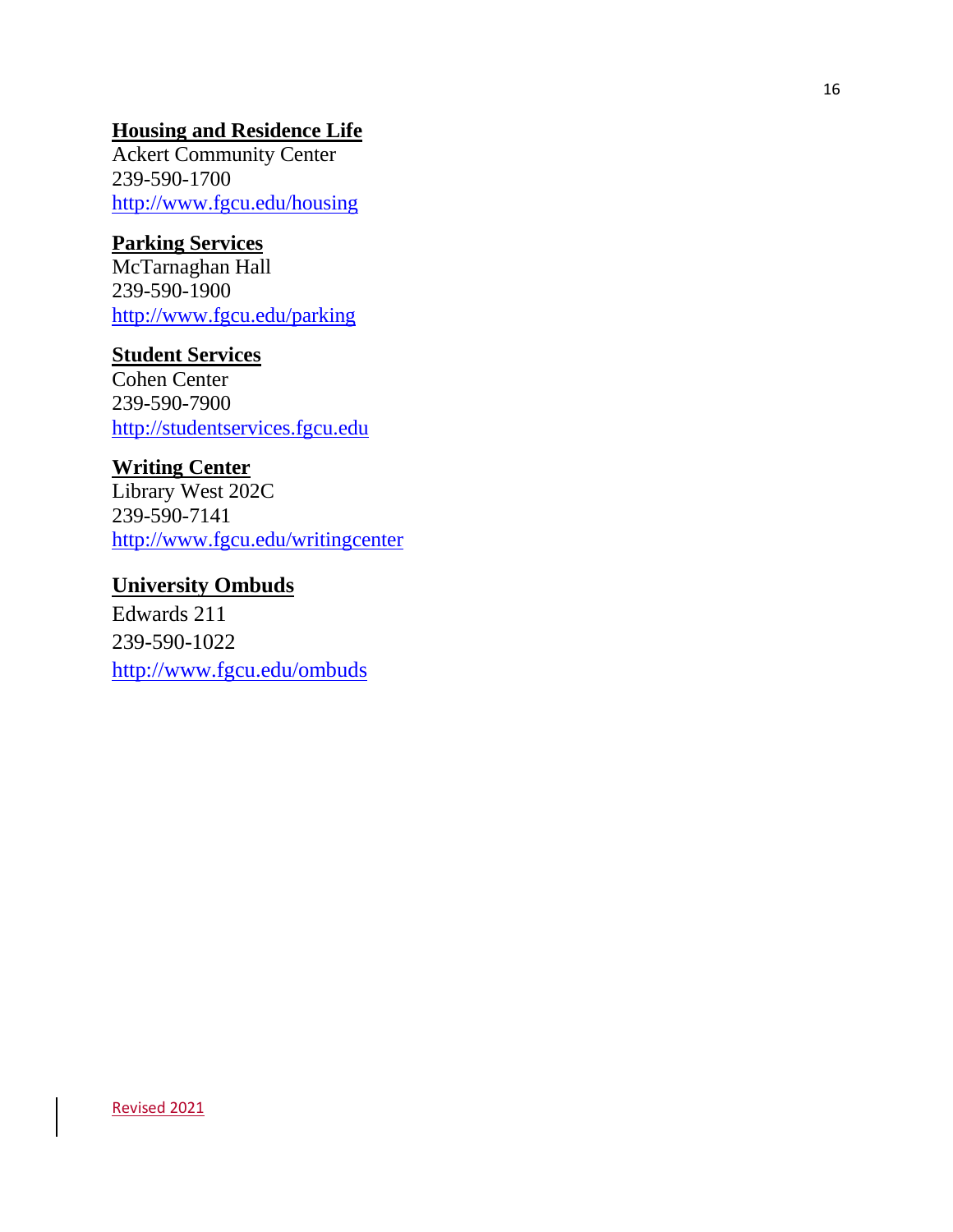**Housing and Residence Life**
Ackert Community Center
239-590-1700
http://www.fgcu.edu/housing

**Parking Services**
McTarnaghan Hall
239-590-1900
http://www.fgcu.edu/parking

**Student Services**
Cohen Center
239-590-7900
http://studentservices.fgcu.edu

**Writing Center**
Library West 202C
239-590-7141
http://www.fgcu.edu/writingcenter

**University Ombuds**
Edwards 211
239-590-1022
http://www.fgcu.edu/ombuds

Revised 2021